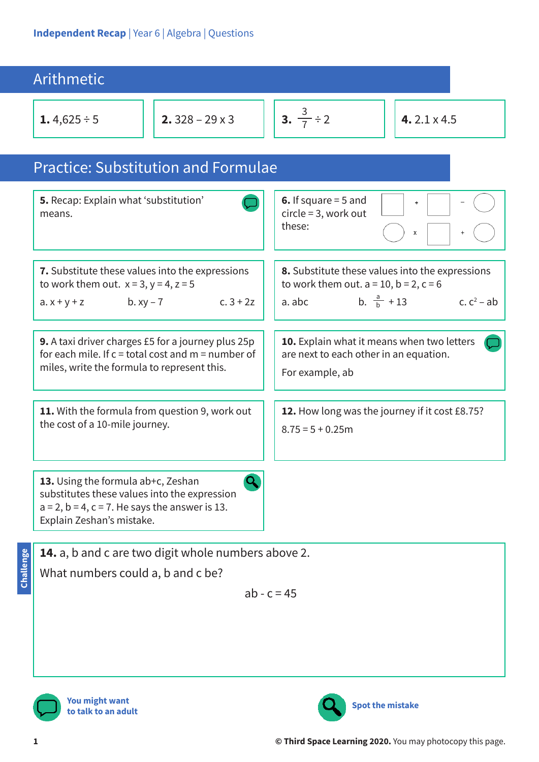Independent Recap | Year 6 | Algebra | Questions

## Arithmetic

**1.** $4{,}625 \div 5$

**2.** $328 - 29 \times 3$

**3.** $\frac{3}{7} \div 2$

**4.** $2.1 \times 4.5$

## Practice: Substitution and Formulae

**5.** Recap: Explain what 'substitution' means.

**6.** If square = 5 and circle = 3, work out these:

□ + □ − ○

○ x □ + ○

**7.** Substitute these values into the expressions to work them out. $x = 3, y = 4, z = 5$

a. $x + y + z$  b. $xy - 7$  c. $3 + 2z$

**8.** Substitute these values into the expressions to work them out. $a = 10, b = 2, c = 6$

a. $abc$  b. $\frac{a}{b} + 13$  c. $c^2 - ab$

**9.** A taxi driver charges £5 for a journey plus 25p for each mile. If c = total cost and m = number of miles, write the formula to represent this.

**10.** Explain what it means when two letters are next to each other in an equation.

For example, ab

**11.** With the formula from question 9, work out the cost of a 10-mile journey.

**12.** How long was the journey if it cost £8.75?

$8.75 = 5 + 0.25m$

**13.** Using the formula ab+c, Zeshan substitutes these values into the expression $a = 2, b = 4, c = 7$. He says the answer is 13. Explain Zeshan's mistake.

**Challenge**

**14.** a, b and c are two digit whole numbers above 2.

What numbers could a, b and c be?

$$ab - c = 45$$

You might want to talk to an adult

Spot the mistake

**© Third Space Learning 2020.** You may photocopy this page.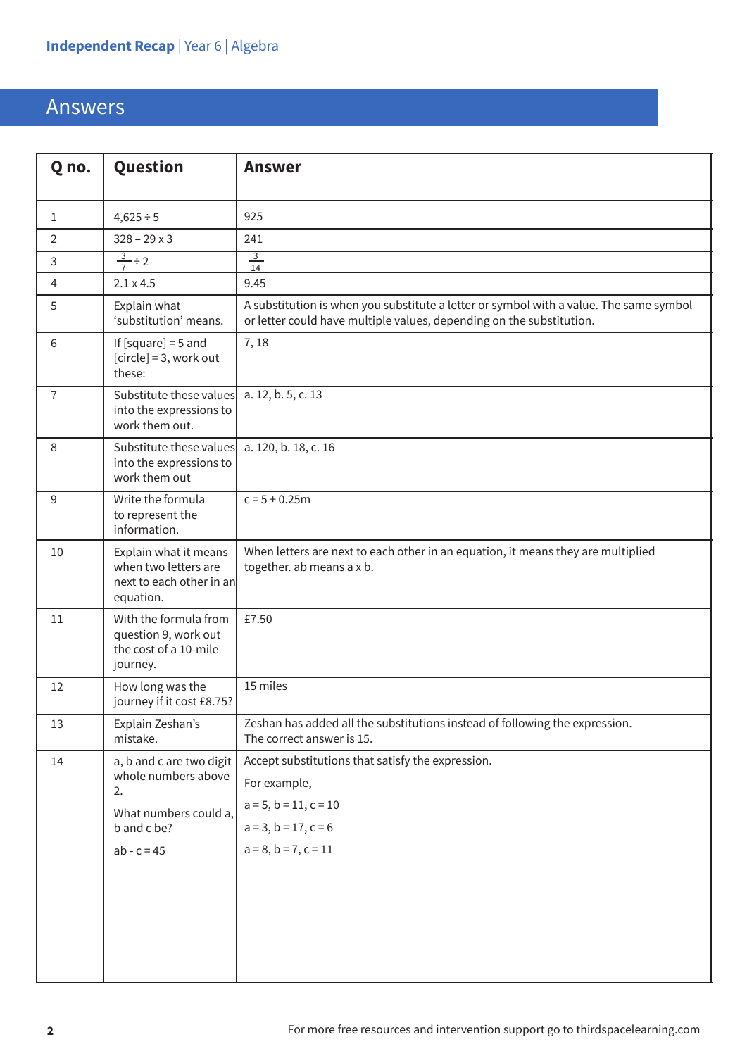**Independent Recap** | Year 6 | Algebra

## Answers

| Q no. | Question | Answer |
|---|---|---|
| 1 | 4,625 ÷ 5 | 925 |
| 2 | 328 – 29 x 3 | 241 |
| 3 | $\frac{3}{7} \div 2$ | $\frac{3}{14}$ |
| 4 | 2.1 x 4.5 | 9.45 |
| 5 | Explain what ‘substitution’ means. | A substitution is when you substitute a letter or symbol with a value. The same symbol or letter could have multiple values, depending on the substitution. |
| 6 | If [square] = 5 and [circle] = 3, work out these: | 7, 18 |
| 7 | Substitute these values into the expressions to work them out. | a. 12, b. 5, c. 13 |
| 8 | Substitute these values into the expressions to work them out | a. 120, b. 18, c. 16 |
| 9 | Write the formula to represent the information. | c = 5 + 0.25m |
| 10 | Explain what it means when two letters are next to each other in an equation. | When letters are next to each other in an equation, it means they are multiplied together. ab means a x b. |
| 11 | With the formula from question 9, work out the cost of a 10-mile journey. | £7.50 |
| 12 | How long was the journey if it cost £8.75? | 15 miles |
| 13 | Explain Zeshan’s mistake. | Zeshan has added all the substitutions instead of following the expression. The correct answer is 15. |
| 14 | a, b and c are two digit whole numbers above 2. What numbers could a, b and c be? ab - c = 45 | Accept substitutions that satisfy the expression. For example, a = 5, b = 11, c = 10; a = 3, b = 17, c = 6; a = 8, b = 7, c = 11 |

For more free resources and intervention support go to thirdspacelearning.com